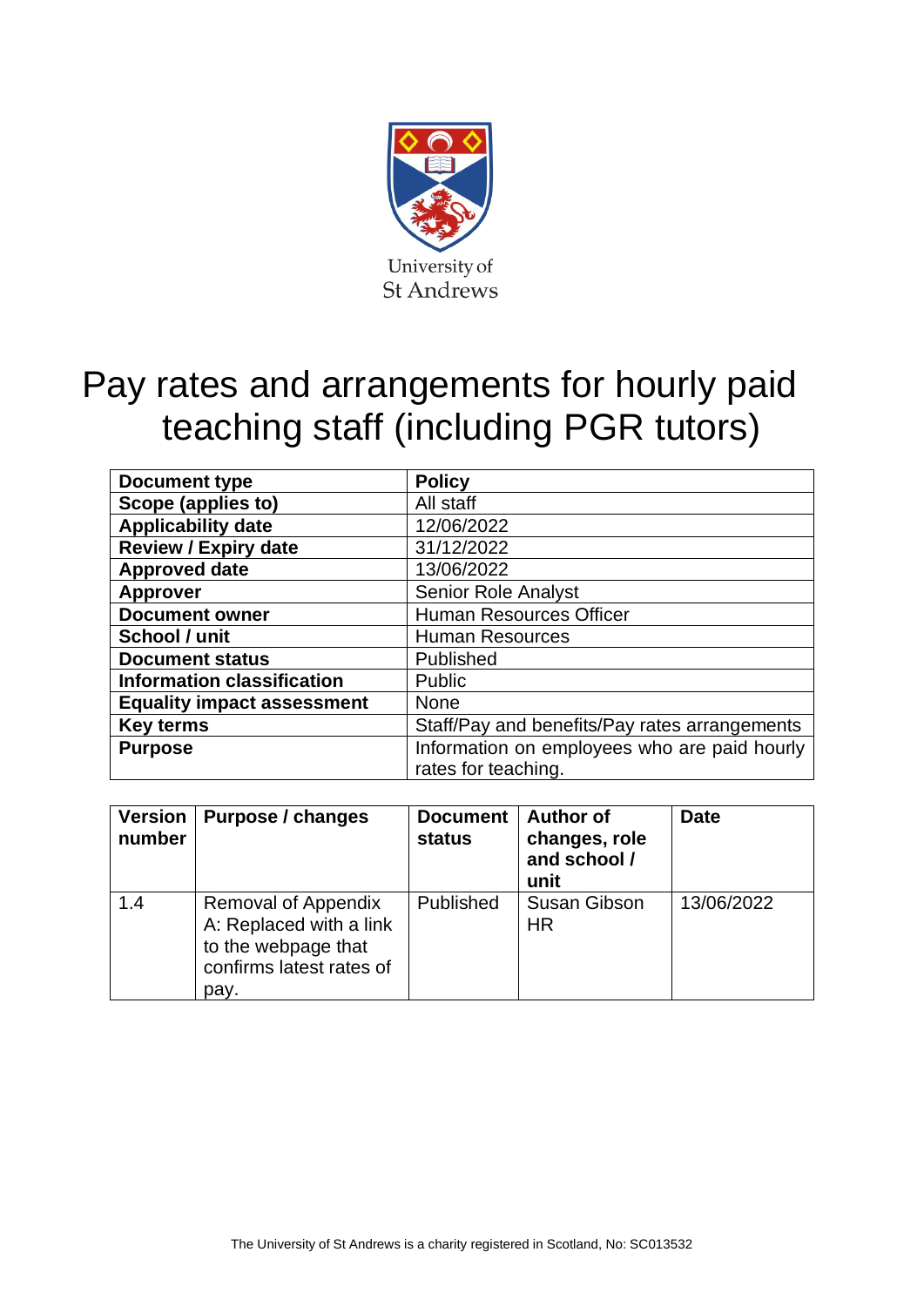University of St Andrews

# Pay rates and arrangements for hourly paid teaching staff (including PGR tutors)

| **Document type** | **Policy** |
|---|---|
| **Scope (applies to)** | All staff |
| **Applicability date** | 12/06/2022 |
| **Review / Expiry date** | 31/12/2022 |
| **Approved date** | 13/06/2022 |
| **Approver** | Senior Role Analyst |
| **Document owner** | Human Resources Officer |
| **School / unit** | Human Resources |
| **Document status** | Published |
| **Information classification** | Public |
| **Equality impact assessment** | None |
| **Key terms** | Staff/Pay and benefits/Pay rates arrangements |
| **Purpose** | Information on employees who are paid hourly rates for teaching. |

| **Version number** | **Purpose / changes** | **Document status** | **Author of changes, role and school / unit** | **Date** |
|---|---|---|---|---|
| 1.4 | Removal of Appendix A: Replaced with a link to the webpage that confirms latest rates of pay. | Published | Susan Gibson HR | 13/06/2022 |

The University of St Andrews is a charity registered in Scotland, No: SC013532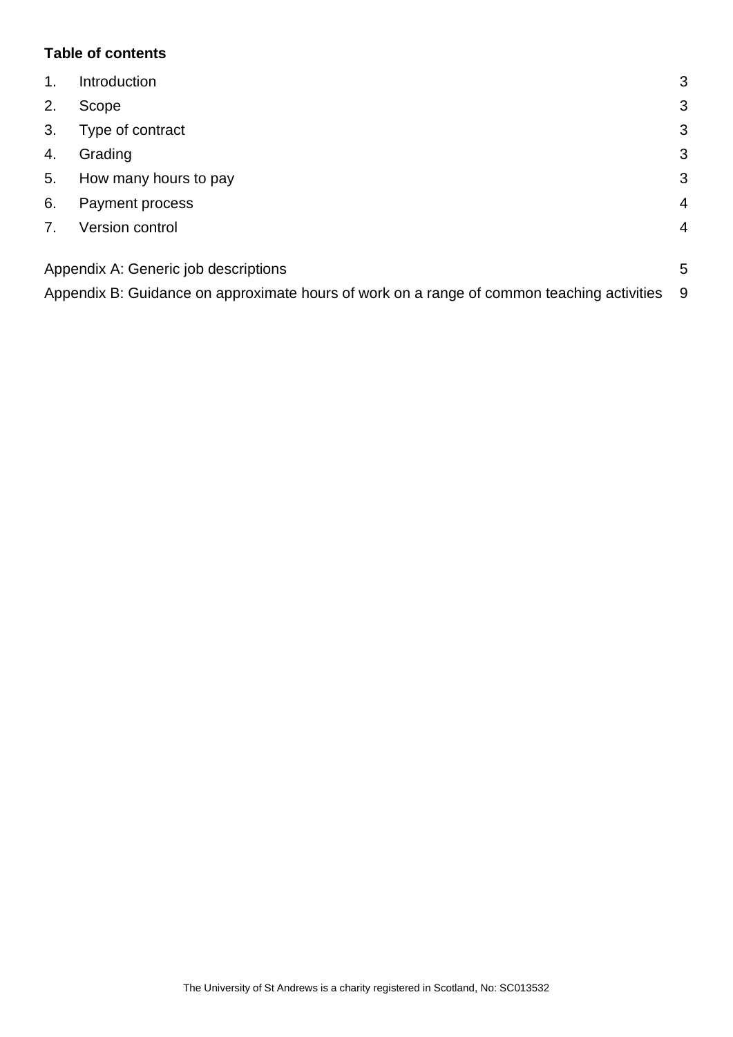**Table of contents**

| | | |
|---|---|---|
| 1. | Introduction | 3 |
| 2. | Scope | 3 |
| 3. | Type of contract | 3 |
| 4. | Grading | 3 |
| 5. | How many hours to pay | 3 |
| 6. | Payment process | 4 |
| 7. | Version control | 4 |

| | |
|---|---|
| Appendix A: Generic job descriptions | 5 |
| Appendix B: Guidance on approximate hours of work on a range of common teaching activities | 9 |

The University of St Andrews is a charity registered in Scotland, No: SC013532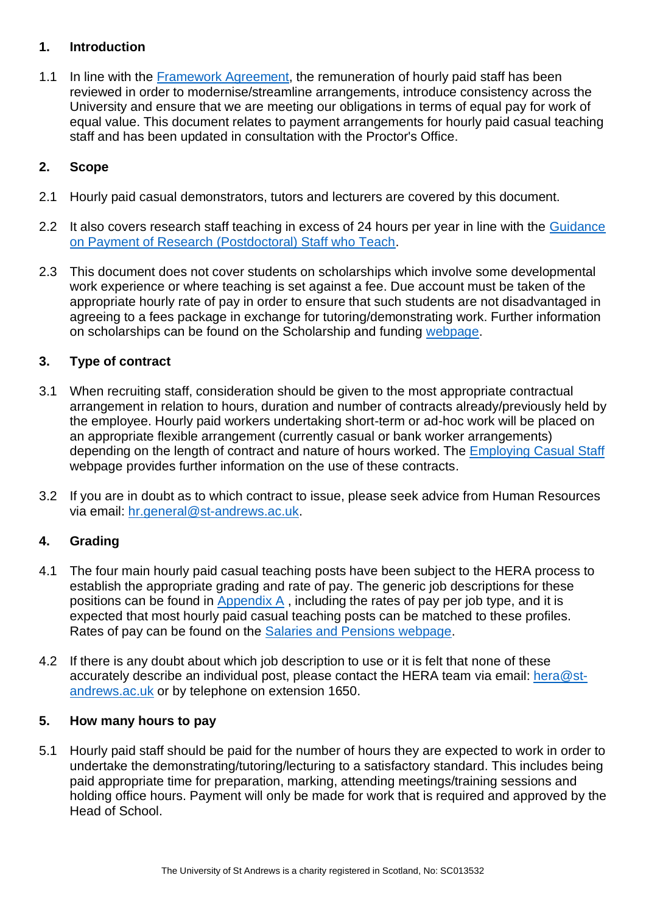## 1. Introduction

1.1 In line with the [Framework Agreement](), the remuneration of hourly paid staff has been reviewed in order to modernise/streamline arrangements, introduce consistency across the University and ensure that we are meeting our obligations in terms of equal pay for work of equal value. This document relates to payment arrangements for hourly paid casual teaching staff and has been updated in consultation with the Proctor's Office.

## 2. Scope

2.1 Hourly paid casual demonstrators, tutors and lecturers are covered by this document.

2.2 It also covers research staff teaching in excess of 24 hours per year in line with the [Guidance on Payment of Research (Postdoctoral) Staff who Teach]().

2.3 This document does not cover students on scholarships which involve some developmental work experience or where teaching is set against a fee. Due account must be taken of the appropriate hourly rate of pay in order to ensure that such students are not disadvantaged in agreeing to a fees package in exchange for tutoring/demonstrating work. Further information on scholarships can be found on the Scholarship and funding [webpage]().

## 3. Type of contract

3.1 When recruiting staff, consideration should be given to the most appropriate contractual arrangement in relation to hours, duration and number of contracts already/previously held by the employee. Hourly paid workers undertaking short-term or ad-hoc work will be placed on an appropriate flexible arrangement (currently casual or bank worker arrangements) depending on the length of contract and nature of hours worked. The [Employing Casual Staff]() webpage provides further information on the use of these contracts.

3.2 If you are in doubt as to which contract to issue, please seek advice from Human Resources via email: [hr.general@st-andrews.ac.uk]().

## 4. Grading

4.1 The four main hourly paid casual teaching posts have been subject to the HERA process to establish the appropriate grading and rate of pay. The generic job descriptions for these positions can be found in [Appendix A]() , including the rates of pay per job type, and it is expected that most hourly paid casual teaching posts can be matched to these profiles. Rates of pay can be found on the [Salaries and Pensions webpage]().

4.2 If there is any doubt about which job description to use or it is felt that none of these accurately describe an individual post, please contact the HERA team via email: [hera@st-andrews.ac.uk]() or by telephone on extension 1650.

## 5. How many hours to pay

5.1 Hourly paid staff should be paid for the number of hours they are expected to work in order to undertake the demonstrating/tutoring/lecturing to a satisfactory standard. This includes being paid appropriate time for preparation, marking, attending meetings/training sessions and holding office hours. Payment will only be made for work that is required and approved by the Head of School.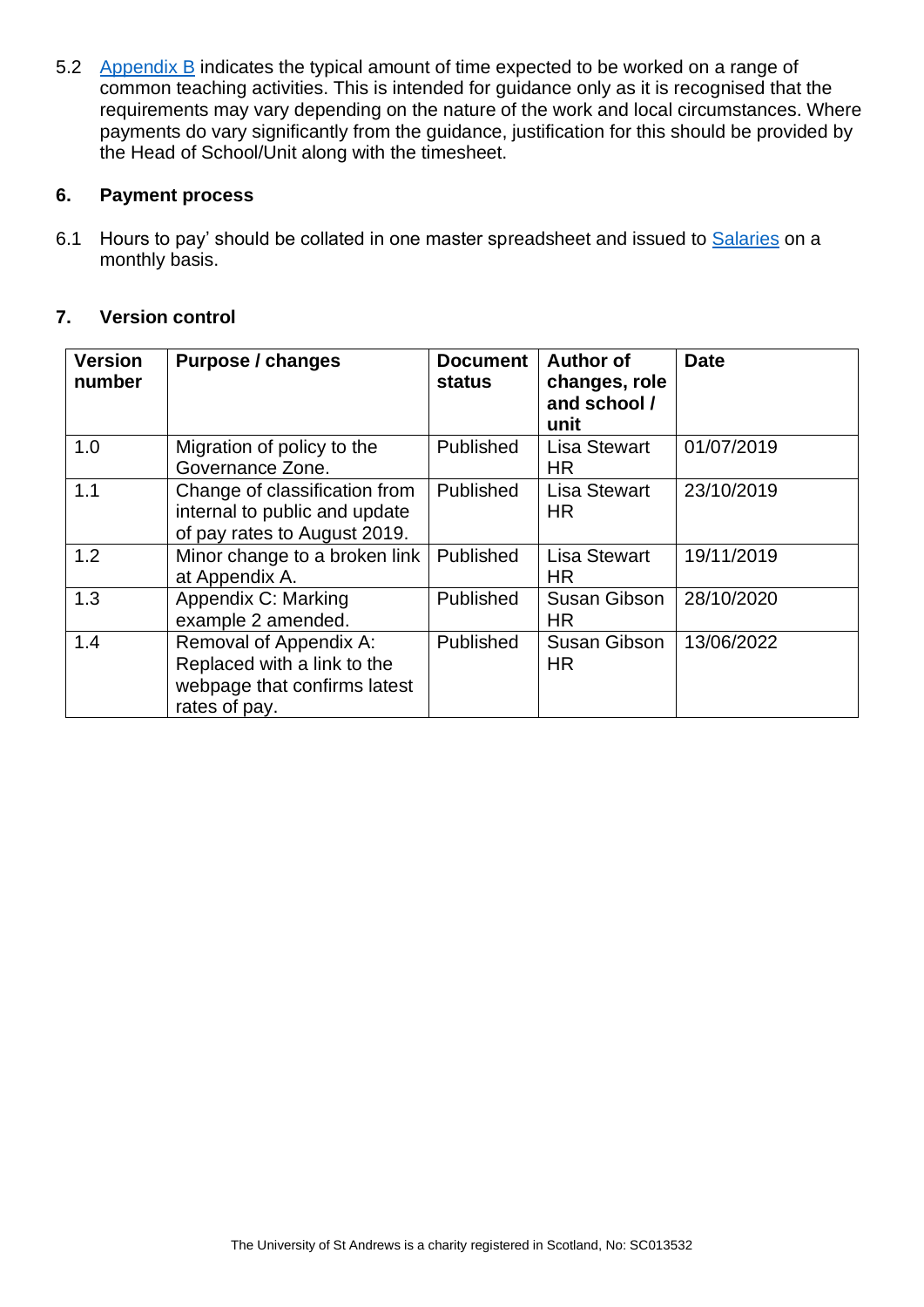5.2 Appendix B indicates the typical amount of time expected to be worked on a range of common teaching activities. This is intended for guidance only as it is recognised that the requirements may vary depending on the nature of the work and local circumstances. Where payments do vary significantly from the guidance, justification for this should be provided by the Head of School/Unit along with the timesheet.

## 6. Payment process

6.1 Hours to pay' should be collated in one master spreadsheet and issued to Salaries on a monthly basis.

## 7. Version control

| Version number | Purpose / changes | Document status | Author of changes, role and school / unit | Date |
|---|---|---|---|---|
| 1.0 | Migration of policy to the Governance Zone. | Published | Lisa Stewart HR | 01/07/2019 |
| 1.1 | Change of classification from internal to public and update of pay rates to August 2019. | Published | Lisa Stewart HR | 23/10/2019 |
| 1.2 | Minor change to a broken link at Appendix A. | Published | Lisa Stewart HR | 19/11/2019 |
| 1.3 | Appendix C: Marking example 2 amended. | Published | Susan Gibson HR | 28/10/2020 |
| 1.4 | Removal of Appendix A: Replaced with a link to the webpage that confirms latest rates of pay. | Published | Susan Gibson HR | 13/06/2022 |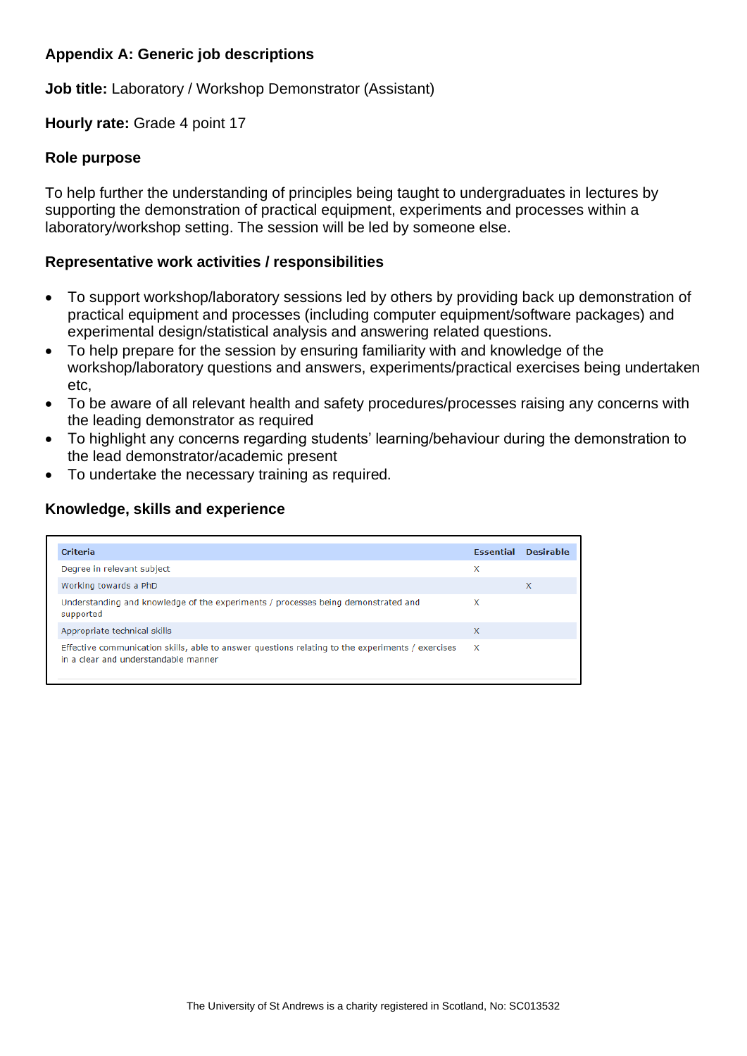## Appendix A: Generic job descriptions

**Job title:** Laboratory / Workshop Demonstrator (Assistant)

**Hourly rate:** Grade 4 point 17

### Role purpose

To help further the understanding of principles being taught to undergraduates in lectures by supporting the demonstration of practical equipment, experiments and processes within a laboratory/workshop setting. The session will be led by someone else.

### Representative work activities / responsibilities

- To support workshop/laboratory sessions led by others by providing back up demonstration of practical equipment and processes (including computer equipment/software packages) and experimental design/statistical analysis and answering related questions.
- To help prepare for the session by ensuring familiarity with and knowledge of the workshop/laboratory questions and answers, experiments/practical exercises being undertaken etc,
- To be aware of all relevant health and safety procedures/processes raising any concerns with the leading demonstrator as required
- To highlight any concerns regarding students' learning/behaviour during the demonstration to the lead demonstrator/academic present
- To undertake the necessary training as required.

### Knowledge, skills and experience

| Criteria | Essential | Desirable |
|---|---|---|
| Degree in relevant subject | X | |
| Working towards a PhD | | X |
| Understanding and knowledge of the experiments / processes being demonstrated and supported | X | |
| Appropriate technical skills | X | |
| Effective communication skills, able to answer questions relating to the experiments / exercises in a clear and understandable manner | X | |

The University of St Andrews is a charity registered in Scotland, No: SC013532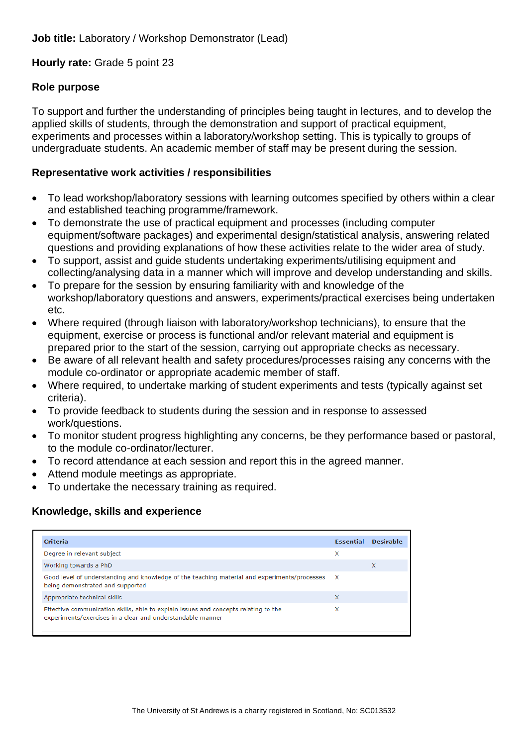**Job title:** Laboratory / Workshop Demonstrator (Lead)

**Hourly rate:** Grade 5 point 23

**Role purpose**

To support and further the understanding of principles being taught in lectures, and to develop the applied skills of students, through the demonstration and support of practical equipment, experiments and processes within a laboratory/workshop setting. This is typically to groups of undergraduate students. An academic member of staff may be present during the session.

**Representative work activities / responsibilities**

- To lead workshop/laboratory sessions with learning outcomes specified by others within a clear and established teaching programme/framework.
- To demonstrate the use of practical equipment and processes (including computer equipment/software packages) and experimental design/statistical analysis, answering related questions and providing explanations of how these activities relate to the wider area of study.
- To support, assist and guide students undertaking experiments/utilising equipment and collecting/analysing data in a manner which will improve and develop understanding and skills.
- To prepare for the session by ensuring familiarity with and knowledge of the workshop/laboratory questions and answers, experiments/practical exercises being undertaken etc.
- Where required (through liaison with laboratory/workshop technicians), to ensure that the equipment, exercise or process is functional and/or relevant material and equipment is prepared prior to the start of the session, carrying out appropriate checks as necessary.
- Be aware of all relevant health and safety procedures/processes raising any concerns with the module co-ordinator or appropriate academic member of staff.
- Where required, to undertake marking of student experiments and tests (typically against set criteria).
- To provide feedback to students during the session and in response to assessed work/questions.
- To monitor student progress highlighting any concerns, be they performance based or pastoral, to the module co-ordinator/lecturer.
- To record attendance at each session and report this in the agreed manner.
- Attend module meetings as appropriate.
- To undertake the necessary training as required.

**Knowledge, skills and experience**

| Criteria | Essential | Desirable |
|---|---|---|
| Degree in relevant subject | X | |
| Working towards a PhD | | X |
| Good level of understanding and knowledge of the teaching material and experiments/processes being demonstrated and supported | X | |
| Appropriate technical skills | X | |
| Effective communication skills, able to explain issues and concepts relating to the experiments/exercises in a clear and understandable manner | X | |

The University of St Andrews is a charity registered in Scotland, No: SC013532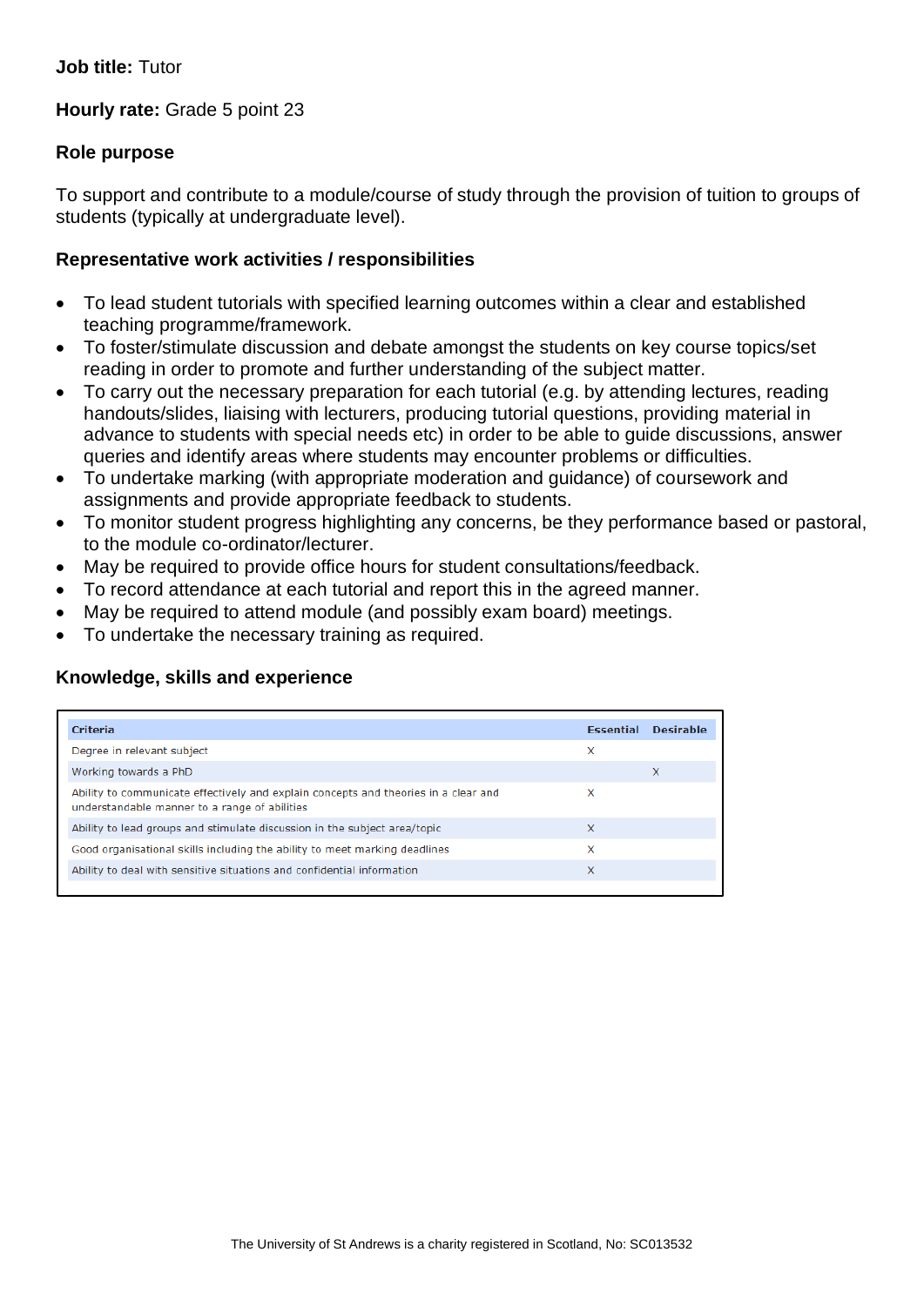**Job title:** Tutor

**Hourly rate:** Grade 5 point 23

**Role purpose**

To support and contribute to a module/course of study through the provision of tuition to groups of students (typically at undergraduate level).

**Representative work activities / responsibilities**

- To lead student tutorials with specified learning outcomes within a clear and established teaching programme/framework.
- To foster/stimulate discussion and debate amongst the students on key course topics/set reading in order to promote and further understanding of the subject matter.
- To carry out the necessary preparation for each tutorial (e.g. by attending lectures, reading handouts/slides, liaising with lecturers, producing tutorial questions, providing material in advance to students with special needs etc) in order to be able to guide discussions, answer queries and identify areas where students may encounter problems or difficulties.
- To undertake marking (with appropriate moderation and guidance) of coursework and assignments and provide appropriate feedback to students.
- To monitor student progress highlighting any concerns, be they performance based or pastoral, to the module co-ordinator/lecturer.
- May be required to provide office hours for student consultations/feedback.
- To record attendance at each tutorial and report this in the agreed manner.
- May be required to attend module (and possibly exam board) meetings.
- To undertake the necessary training as required.

**Knowledge, skills and experience**

| Criteria | Essential | Desirable |
|---|---|---|
| Degree in relevant subject | X | |
| Working towards a PhD | | X |
| Ability to communicate effectively and explain concepts and theories in a clear and understandable manner to a range of abilities | X | |
| Ability to lead groups and stimulate discussion in the subject area/topic | X | |
| Good organisational skills including the ability to meet marking deadlines | X | |
| Ability to deal with sensitive situations and confidential information | X | |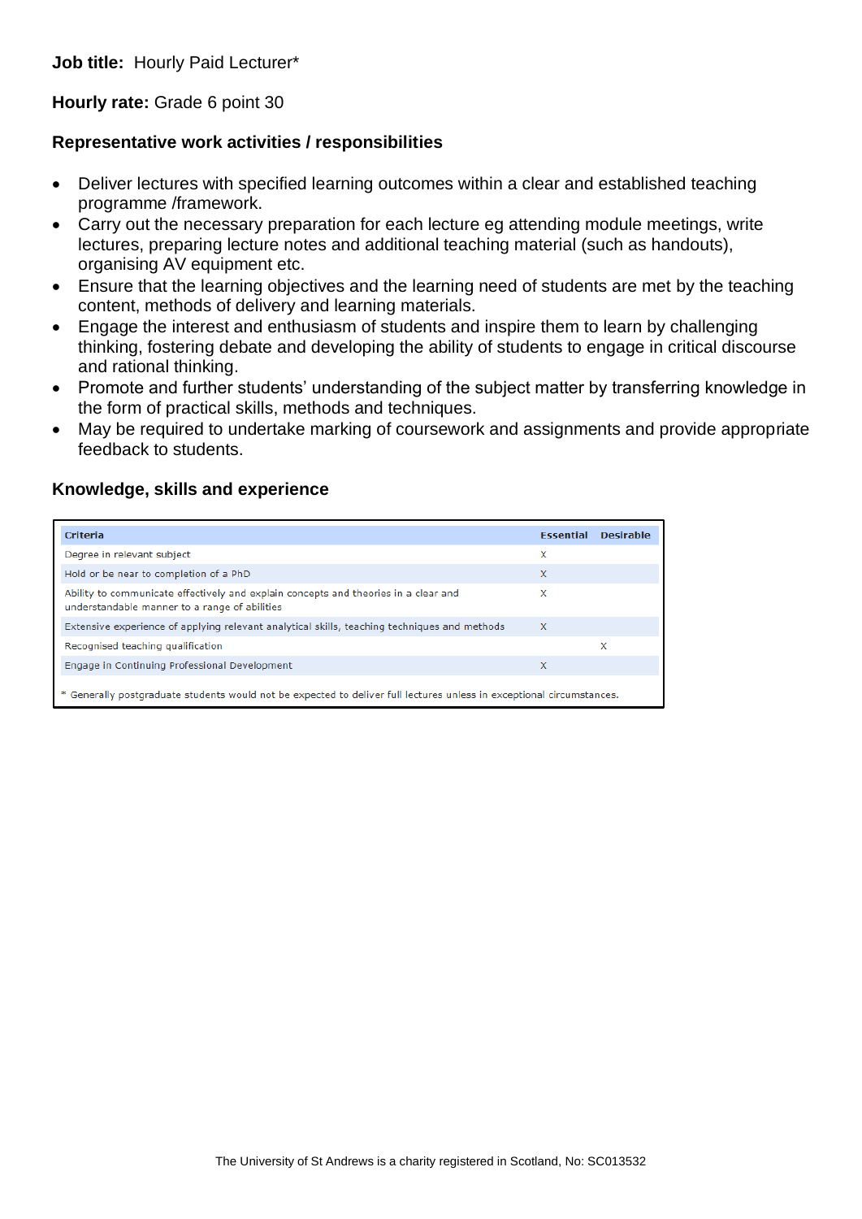**Job title:** Hourly Paid Lecturer*

**Hourly rate:** Grade 6 point 30

**Representative work activities / responsibilities**

- Deliver lectures with specified learning outcomes within a clear and established teaching programme /framework.
- Carry out the necessary preparation for each lecture eg attending module meetings, write lectures, preparing lecture notes and additional teaching material (such as handouts), organising AV equipment etc.
- Ensure that the learning objectives and the learning need of students are met by the teaching content, methods of delivery and learning materials.
- Engage the interest and enthusiasm of students and inspire them to learn by challenging thinking, fostering debate and developing the ability of students to engage in critical discourse and rational thinking.
- Promote and further students' understanding of the subject matter by transferring knowledge in the form of practical skills, methods and techniques.
- May be required to undertake marking of coursework and assignments and provide appropriate feedback to students.

**Knowledge, skills and experience**

| Criteria | Essential | Desirable |
|---|---|---|
| Degree in relevant subject | X | |
| Hold or be near to completion of a PhD | X | |
| Ability to communicate effectively and explain concepts and theories in a clear and understandable manner to a range of abilities | X | |
| Extensive experience of applying relevant analytical skills, teaching techniques and methods | X | |
| Recognised teaching qualification | | X |
| Engage in Continuing Professional Development | X | |

* Generally postgraduate students would not be expected to deliver full lectures unless in exceptional circumstances.

The University of St Andrews is a charity registered in Scotland, No: SC013532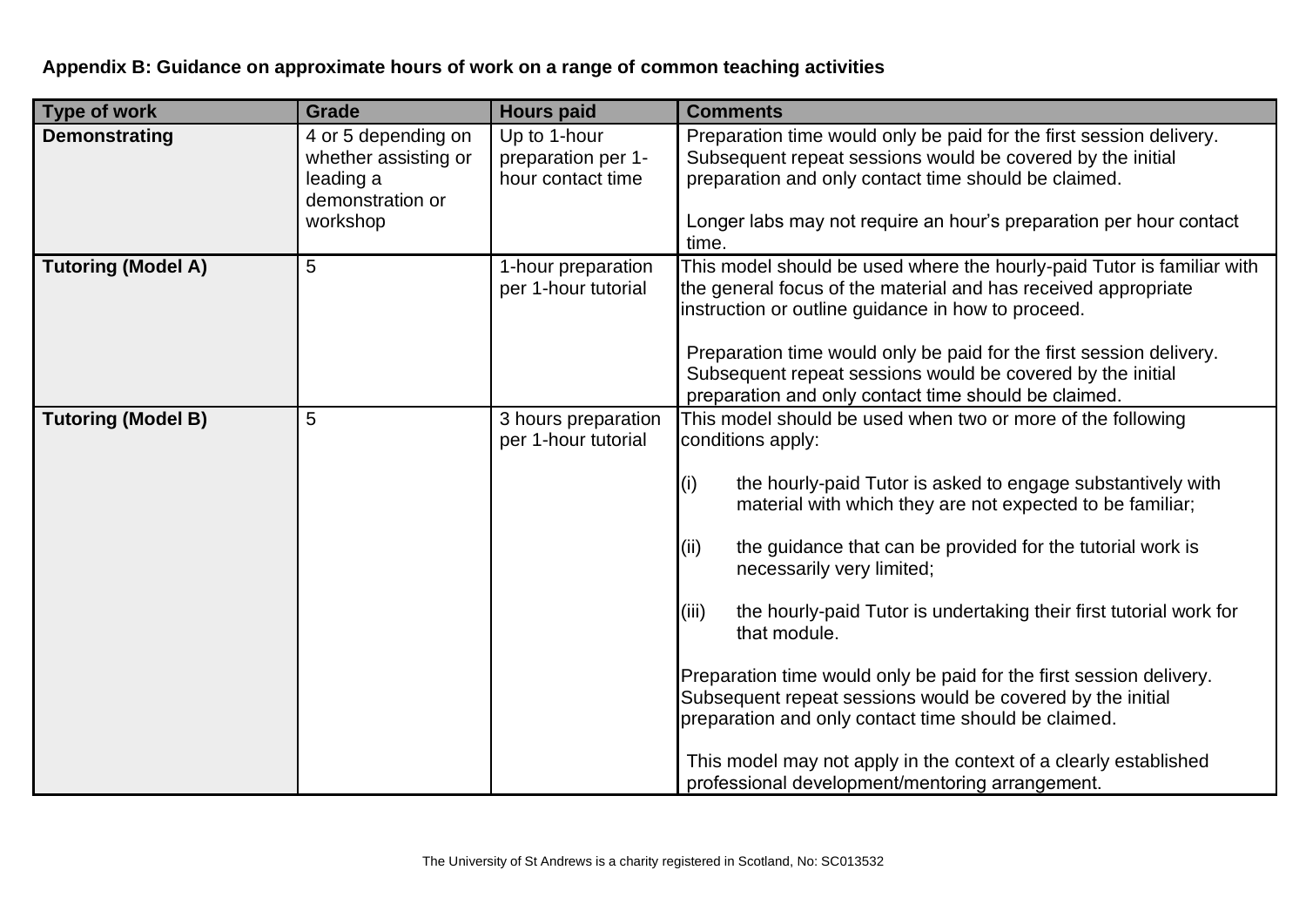**Appendix B: Guidance on approximate hours of work on a range of common teaching activities**

| Type of work | Grade | Hours paid | Comments |
| --- | --- | --- | --- |
| **Demonstrating** | 4 or 5 depending on whether assisting or leading a demonstration or workshop | Up to 1-hour preparation per 1-hour contact time | Preparation time would only be paid for the first session delivery. Subsequent repeat sessions would be covered by the initial preparation and only contact time should be claimed.<br><br>Longer labs may not require an hour's preparation per hour contact time. |
| **Tutoring (Model A)** | 5 | 1-hour preparation per 1-hour tutorial | This model should be used where the hourly-paid Tutor is familiar with the general focus of the material and has received appropriate instruction or outline guidance in how to proceed.<br><br>Preparation time would only be paid for the first session delivery. Subsequent repeat sessions would be covered by the initial preparation and only contact time should be claimed. |
| **Tutoring (Model B)** | 5 | 3 hours preparation per 1-hour tutorial | This model should be used when two or more of the following conditions apply:<br><br>(i) the hourly-paid Tutor is asked to engage substantively with material with which they are not expected to be familiar;<br><br>(ii) the guidance that can be provided for the tutorial work is necessarily very limited;<br><br>(iii) the hourly-paid Tutor is undertaking their first tutorial work for that module.<br><br>Preparation time would only be paid for the first session delivery. Subsequent repeat sessions would be covered by the initial preparation and only contact time should be claimed.<br><br>This model may not apply in the context of a clearly established professional development/mentoring arrangement. |

The University of St Andrews is a charity registered in Scotland, No: SC013532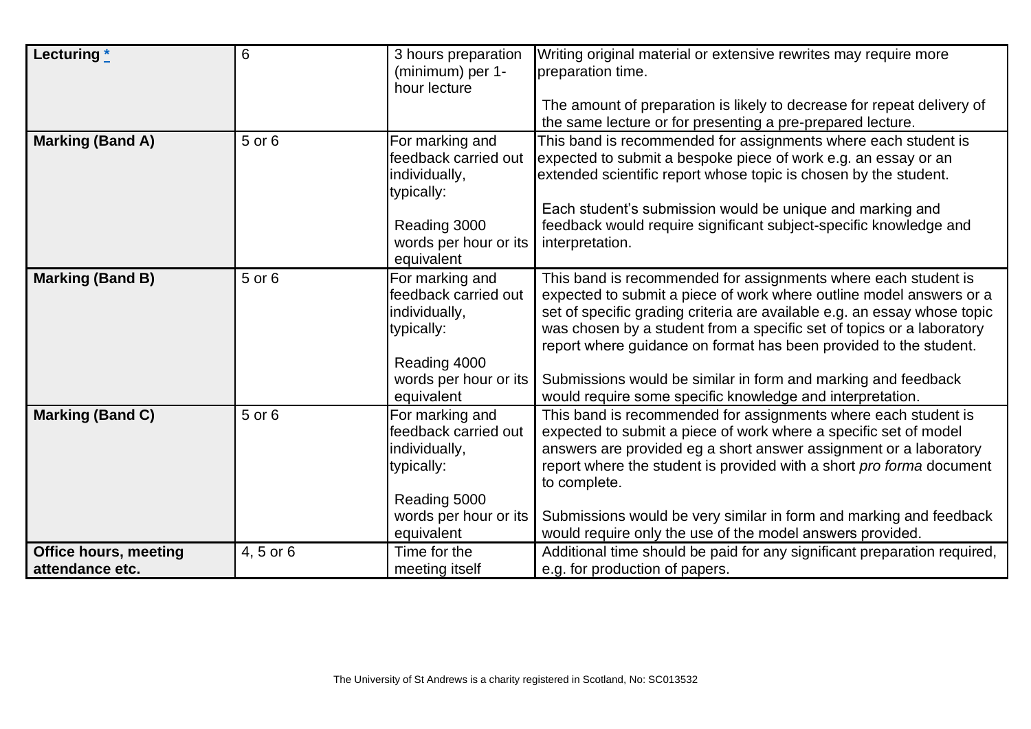| **Lecturing** * | 6 | 3 hours preparation (minimum) per 1-hour lecture | Writing original material or extensive rewrites may require more preparation time.<br><br>The amount of preparation is likely to decrease for repeat delivery of the same lecture or for presenting a pre-prepared lecture. |
|---|---|---|---|
| **Marking (Band A)** | 5 or 6 | For marking and feedback carried out individually, typically:<br><br>Reading 3000 words per hour or its equivalent | This band is recommended for assignments where each student is expected to submit a bespoke piece of work e.g. an essay or an extended scientific report whose topic is chosen by the student.<br><br>Each student's submission would be unique and marking and feedback would require significant subject-specific knowledge and interpretation. |
| **Marking (Band B)** | 5 or 6 | For marking and feedback carried out individually, typically:<br><br>Reading 4000 words per hour or its equivalent | This band is recommended for assignments where each student is expected to submit a piece of work where outline model answers or a set of specific grading criteria are available e.g. an essay whose topic was chosen by a student from a specific set of topics or a laboratory report where guidance on format has been provided to the student.<br><br>Submissions would be similar in form and marking and feedback would require some specific knowledge and interpretation. |
| **Marking (Band C)** | 5 or 6 | For marking and feedback carried out individually, typically:<br><br>Reading 5000 words per hour or its equivalent | This band is recommended for assignments where each student is expected to submit a piece of work where a specific set of model answers are provided eg a short answer assignment or a laboratory report where the student is provided with a short *pro forma* document to complete.<br><br>Submissions would be very similar in form and marking and feedback would require only the use of the model answers provided. |
| **Office hours, meeting attendance etc.** | 4, 5 or 6 | Time for the meeting itself | Additional time should be paid for any significant preparation required, e.g. for production of papers. |

The University of St Andrews is a charity registered in Scotland, No: SC013532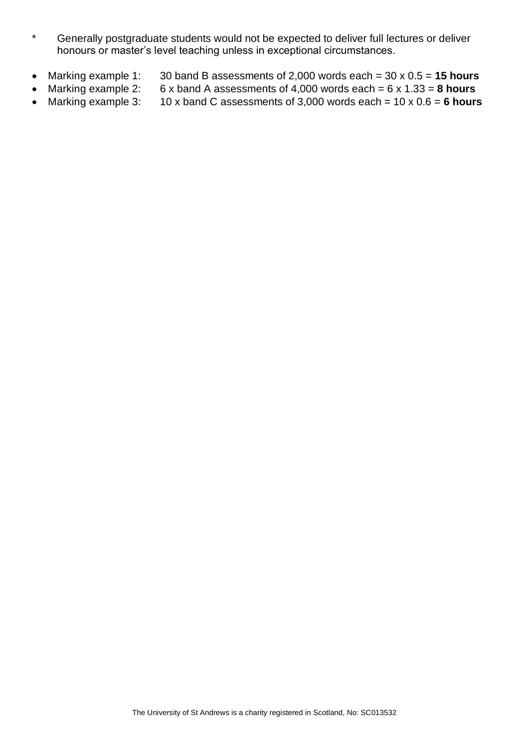\* Generally postgraduate students would not be expected to deliver full lectures or deliver honours or master's level teaching unless in exceptional circumstances.

- Marking example 1: 30 band B assessments of 2,000 words each = 30 x 0.5 = **15 hours**
- Marking example 2: 6 x band A assessments of 4,000 words each = 6 x 1.33 = **8 hours**
- Marking example 3: 10 x band C assessments of 3,000 words each = 10 x 0.6 = **6 hours**

The University of St Andrews is a charity registered in Scotland, No: SC013532